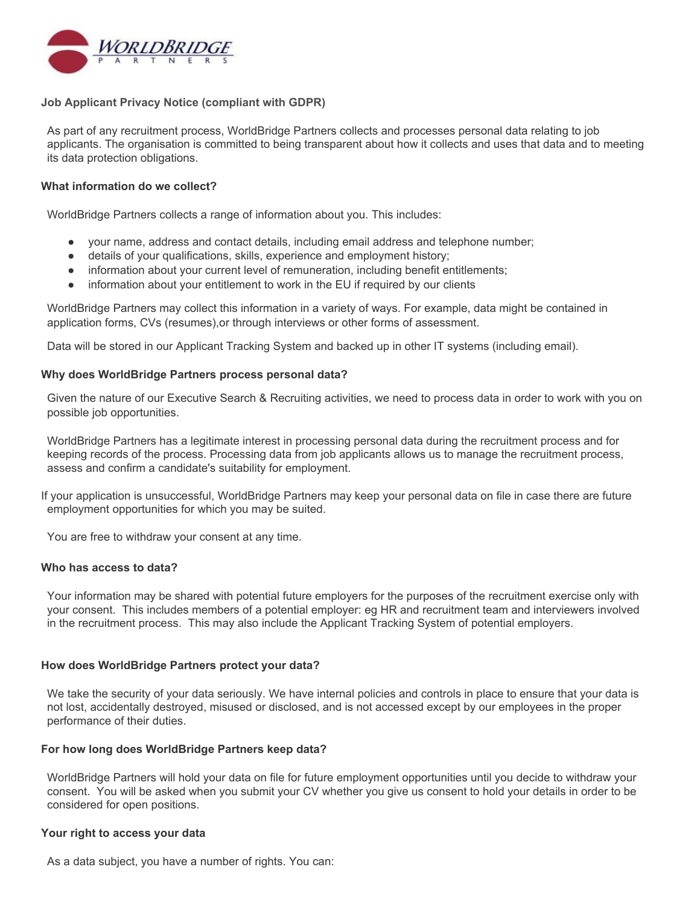WORLDBRIDGE PARTNERS

## Job Applicant Privacy Notice (compliant with GDPR)

As part of any recruitment process, WorldBridge Partners collects and processes personal data relating to job applicants. The organisation is committed to being transparent about how it collects and uses that data and to meeting its data protection obligations.

### What information do we collect?

WorldBridge Partners collects a range of information about you. This includes:

- your name, address and contact details, including email address and telephone number;
- details of your qualifications, skills, experience and employment history;
- information about your current level of remuneration, including benefit entitlements;
- information about your entitlement to work in the EU if required by our clients

WorldBridge Partners may collect this information in a variety of ways. For example, data might be contained in application forms, CVs (resumes),or through interviews or other forms of assessment.

Data will be stored in our Applicant Tracking System and backed up in other IT systems (including email).

### Why does WorldBridge Partners process personal data?

Given the nature of our Executive Search & Recruiting activities, we need to process data in order to work with you on possible job opportunities.

WorldBridge Partners has a legitimate interest in processing personal data during the recruitment process and for keeping records of the process. Processing data from job applicants allows us to manage the recruitment process, assess and confirm a candidate's suitability for employment.

If your application is unsuccessful, WorldBridge Partners may keep your personal data on file in case there are future employment opportunities for which you may be suited.

You are free to withdraw your consent at any time.

### Who has access to data?

Your information may be shared with potential future employers for the purposes of the recruitment exercise only with your consent. This includes members of a potential employer: eg HR and recruitment team and interviewers involved in the recruitment process. This may also include the Applicant Tracking System of potential employers.

### How does WorldBridge Partners protect your data?

We take the security of your data seriously. We have internal policies and controls in place to ensure that your data is not lost, accidentally destroyed, misused or disclosed, and is not accessed except by our employees in the proper performance of their duties.

### For how long does WorldBridge Partners keep data?

WorldBridge Partners will hold your data on file for future employment opportunities until you decide to withdraw your consent. You will be asked when you submit your CV whether you give us consent to hold your details in order to be considered for open positions.

### Your right to access your data

As a data subject, you have a number of rights. You can: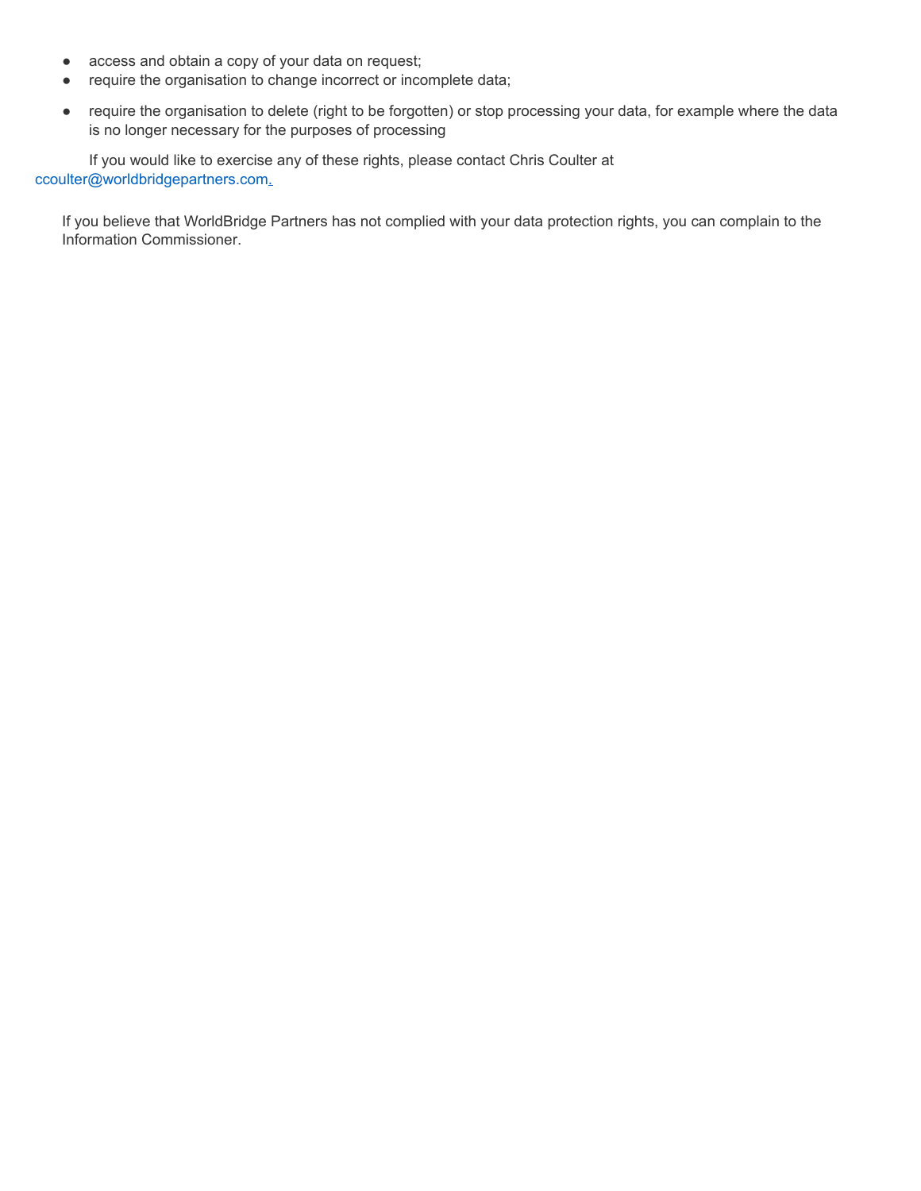- access and obtain a copy of your data on request;
- require the organisation to change incorrect or incomplete data;
- require the organisation to delete (right to be forgotten) or stop processing your data, for example where the data is no longer necessary for the purposes of processing

If you would like to exercise any of these rights, please contact Chris Coulter at ccoulter@worldbridgepartners.com.

If you believe that WorldBridge Partners has not complied with your data protection rights, you can complain to the Information Commissioner.